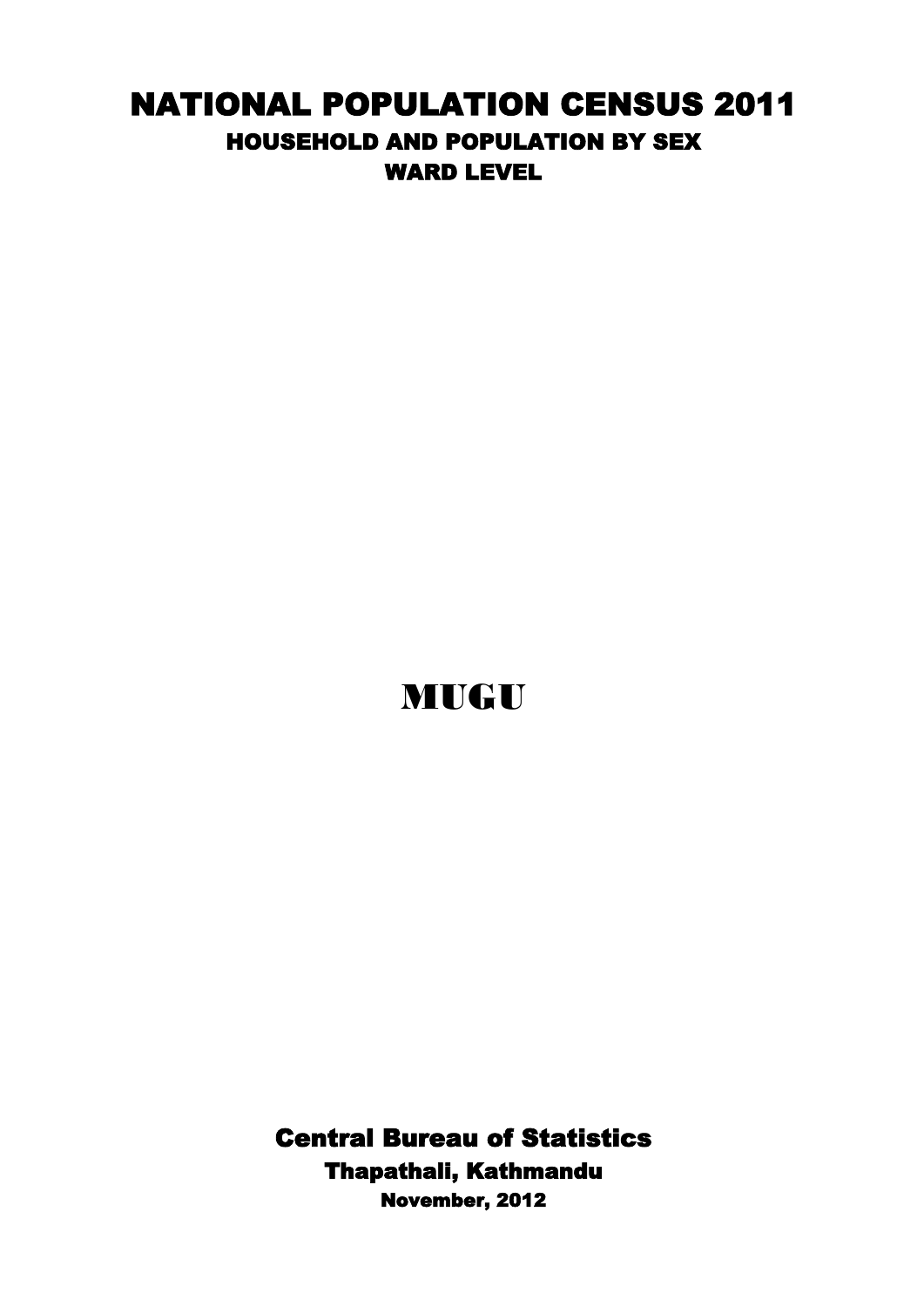# NATIONAL POPULATION CENSUS 2011

## HOUSEHOLD AND POPULATION BY SEX

### WARD LEVEL

# MUGU

## Central Bureau of Statistics

### Thapathali, Kathmandu

**November, 2012**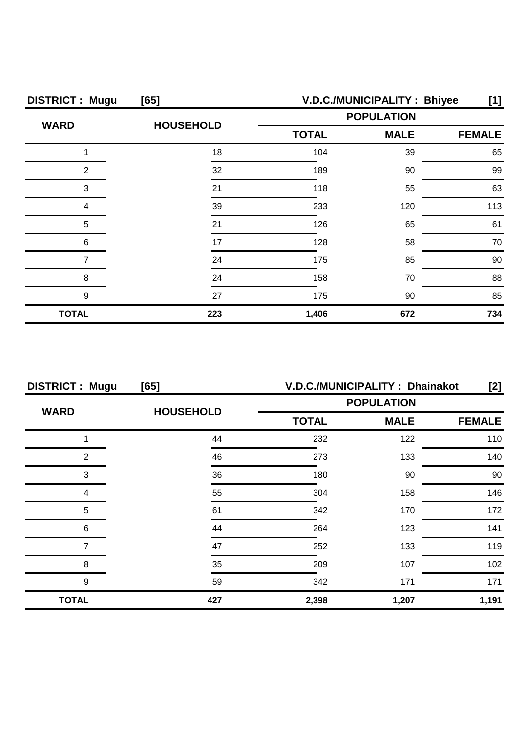**DISTRICT : Mugu [65]** **V.D.C./MUNICIPALITY : Bhiyee [1]**

| WARD | HOUSEHOLD | POPULATION | | |
|---|---|---|---|---|
| | | TOTAL | MALE | FEMALE |
| 1 | 18 | 104 | 39 | 65 |
| 2 | 32 | 189 | 90 | 99 |
| 3 | 21 | 118 | 55 | 63 |
| 4 | 39 | 233 | 120 | 113 |
| 5 | 21 | 126 | 65 | 61 |
| 6 | 17 | 128 | 58 | 70 |
| 7 | 24 | 175 | 85 | 90 |
| 8 | 24 | 158 | 70 | 88 |
| 9 | 27 | 175 | 90 | 85 |
| **TOTAL** | **223** | **1,406** | **672** | **734** |

**DISTRICT : Mugu [65]** **V.D.C./MUNICIPALITY : Dhainakot [2]**

| WARD | HOUSEHOLD | POPULATION | | |
|---|---|---|---|---|
| | | TOTAL | MALE | FEMALE |
| 1 | 44 | 232 | 122 | 110 |
| 2 | 46 | 273 | 133 | 140 |
| 3 | 36 | 180 | 90 | 90 |
| 4 | 55 | 304 | 158 | 146 |
| 5 | 61 | 342 | 170 | 172 |
| 6 | 44 | 264 | 123 | 141 |
| 7 | 47 | 252 | 133 | 119 |
| 8 | 35 | 209 | 107 | 102 |
| 9 | 59 | 342 | 171 | 171 |
| **TOTAL** | **427** | **2,398** | **1,207** | **1,191** |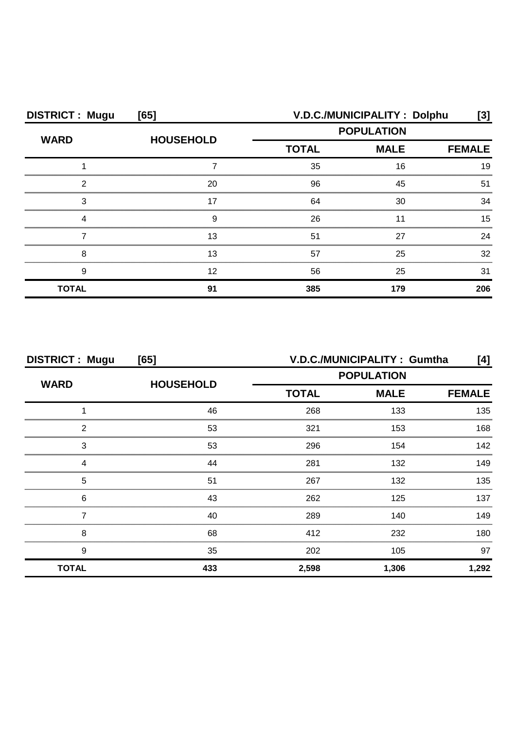**DISTRICT : Mugu [65] V.D.C./MUNICIPALITY : Dolphu [3]**

| WARD | HOUSEHOLD | POPULATION | | |
|---|---|---|---|---|
| | | TOTAL | MALE | FEMALE |
| 1 | 7 | 35 | 16 | 19 |
| 2 | 20 | 96 | 45 | 51 |
| 3 | 17 | 64 | 30 | 34 |
| 4 | 9 | 26 | 11 | 15 |
| 7 | 13 | 51 | 27 | 24 |
| 8 | 13 | 57 | 25 | 32 |
| 9 | 12 | 56 | 25 | 31 |
| **TOTAL** | **91** | **385** | **179** | **206** |

**DISTRICT : Mugu [65] V.D.C./MUNICIPALITY : Gumtha [4]**

| WARD | HOUSEHOLD | POPULATION | | |
|---|---|---|---|---|
| | | TOTAL | MALE | FEMALE |
| 1 | 46 | 268 | 133 | 135 |
| 2 | 53 | 321 | 153 | 168 |
| 3 | 53 | 296 | 154 | 142 |
| 4 | 44 | 281 | 132 | 149 |
| 5 | 51 | 267 | 132 | 135 |
| 6 | 43 | 262 | 125 | 137 |
| 7 | 40 | 289 | 140 | 149 |
| 8 | 68 | 412 | 232 | 180 |
| 9 | 35 | 202 | 105 | 97 |
| **TOTAL** | **433** | **2,598** | **1,306** | **1,292** |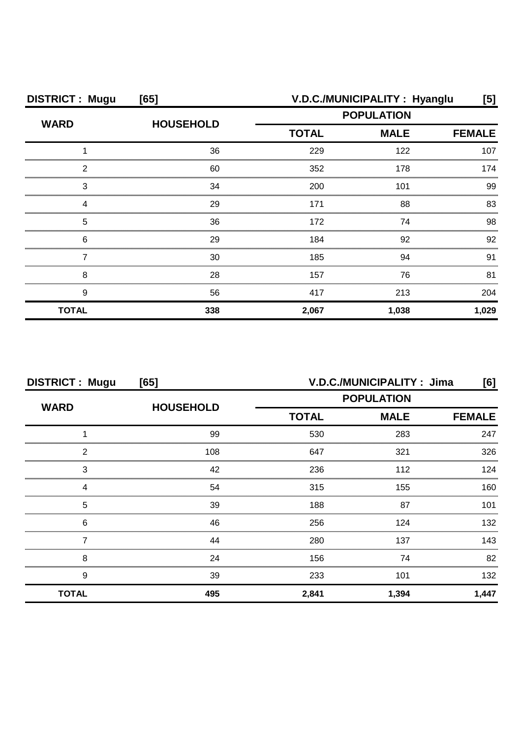**DISTRICT : Mugu [65]** **V.D.C./MUNICIPALITY : Hyanglu [5]**

| WARD | HOUSEHOLD | POPULATION | | |
|---|---|---|---|---|
| | | TOTAL | MALE | FEMALE |
| 1 | 36 | 229 | 122 | 107 |
| 2 | 60 | 352 | 178 | 174 |
| 3 | 34 | 200 | 101 | 99 |
| 4 | 29 | 171 | 88 | 83 |
| 5 | 36 | 172 | 74 | 98 |
| 6 | 29 | 184 | 92 | 92 |
| 7 | 30 | 185 | 94 | 91 |
| 8 | 28 | 157 | 76 | 81 |
| 9 | 56 | 417 | 213 | 204 |
| **TOTAL** | **338** | **2,067** | **1,038** | **1,029** |

**DISTRICT : Mugu [65]** **V.D.C./MUNICIPALITY : Jima [6]**

| WARD | HOUSEHOLD | POPULATION | | |
|---|---|---|---|---|
| | | TOTAL | MALE | FEMALE |
| 1 | 99 | 530 | 283 | 247 |
| 2 | 108 | 647 | 321 | 326 |
| 3 | 42 | 236 | 112 | 124 |
| 4 | 54 | 315 | 155 | 160 |
| 5 | 39 | 188 | 87 | 101 |
| 6 | 46 | 256 | 124 | 132 |
| 7 | 44 | 280 | 137 | 143 |
| 8 | 24 | 156 | 74 | 82 |
| 9 | 39 | 233 | 101 | 132 |
| **TOTAL** | **495** | **2,841** | **1,394** | **1,447** |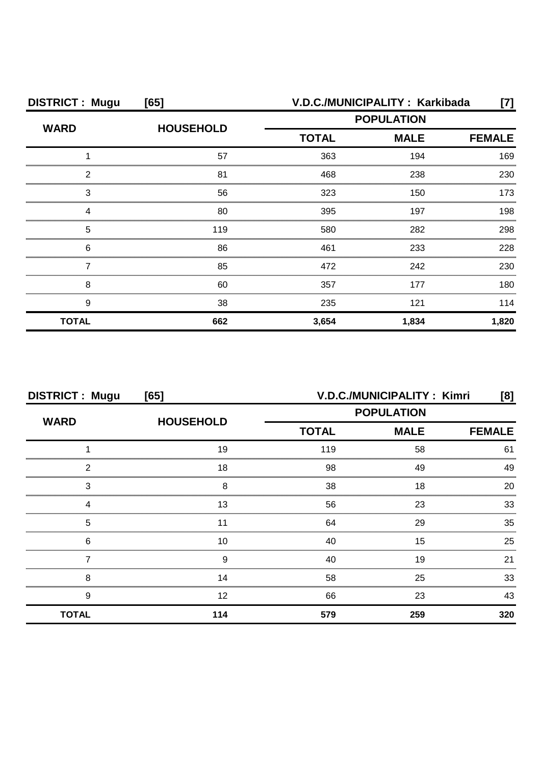**DISTRICT : Mugu [65]** **V.D.C./MUNICIPALITY : Karkibada [7]**

| WARD | HOUSEHOLD | POPULATION | | |
|---|---|---|---|---|
| | | TOTAL | MALE | FEMALE |
| 1 | 57 | 363 | 194 | 169 |
| 2 | 81 | 468 | 238 | 230 |
| 3 | 56 | 323 | 150 | 173 |
| 4 | 80 | 395 | 197 | 198 |
| 5 | 119 | 580 | 282 | 298 |
| 6 | 86 | 461 | 233 | 228 |
| 7 | 85 | 472 | 242 | 230 |
| 8 | 60 | 357 | 177 | 180 |
| 9 | 38 | 235 | 121 | 114 |
| **TOTAL** | **662** | **3,654** | **1,834** | **1,820** |

**DISTRICT : Mugu [65]** **V.D.C./MUNICIPALITY : Kimri [8]**

| WARD | HOUSEHOLD | POPULATION | | |
|---|---|---|---|---|
| | | TOTAL | MALE | FEMALE |
| 1 | 19 | 119 | 58 | 61 |
| 2 | 18 | 98 | 49 | 49 |
| 3 | 8 | 38 | 18 | 20 |
| 4 | 13 | 56 | 23 | 33 |
| 5 | 11 | 64 | 29 | 35 |
| 6 | 10 | 40 | 15 | 25 |
| 7 | 9 | 40 | 19 | 21 |
| 8 | 14 | 58 | 25 | 33 |
| 9 | 12 | 66 | 23 | 43 |
| **TOTAL** | **114** | **579** | **259** | **320** |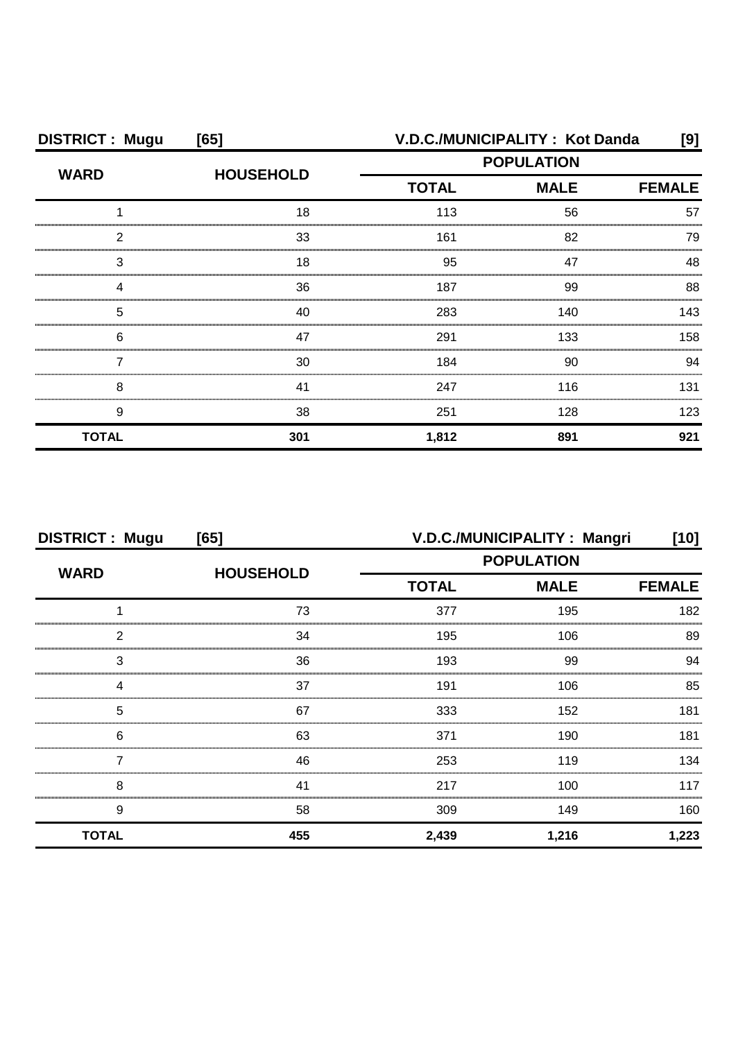**DISTRICT : Mugu [65]** **V.D.C./MUNICIPALITY : Kot Danda [9]**

| WARD | HOUSEHOLD | POPULATION | | |
|---|---|---|---|---|
| | | TOTAL | MALE | FEMALE |
| 1 | 18 | 113 | 56 | 57 |
| 2 | 33 | 161 | 82 | 79 |
| 3 | 18 | 95 | 47 | 48 |
| 4 | 36 | 187 | 99 | 88 |
| 5 | 40 | 283 | 140 | 143 |
| 6 | 47 | 291 | 133 | 158 |
| 7 | 30 | 184 | 90 | 94 |
| 8 | 41 | 247 | 116 | 131 |
| 9 | 38 | 251 | 128 | 123 |
| **TOTAL** | **301** | **1,812** | **891** | **921** |

**DISTRICT : Mugu [65]** **V.D.C./MUNICIPALITY : Mangri [10]**

| WARD | HOUSEHOLD | POPULATION | | |
|---|---|---|---|---|
| | | TOTAL | MALE | FEMALE |
| 1 | 73 | 377 | 195 | 182 |
| 2 | 34 | 195 | 106 | 89 |
| 3 | 36 | 193 | 99 | 94 |
| 4 | 37 | 191 | 106 | 85 |
| 5 | 67 | 333 | 152 | 181 |
| 6 | 63 | 371 | 190 | 181 |
| 7 | 46 | 253 | 119 | 134 |
| 8 | 41 | 217 | 100 | 117 |
| 9 | 58 | 309 | 149 | 160 |
| **TOTAL** | **455** | **2,439** | **1,216** | **1,223** |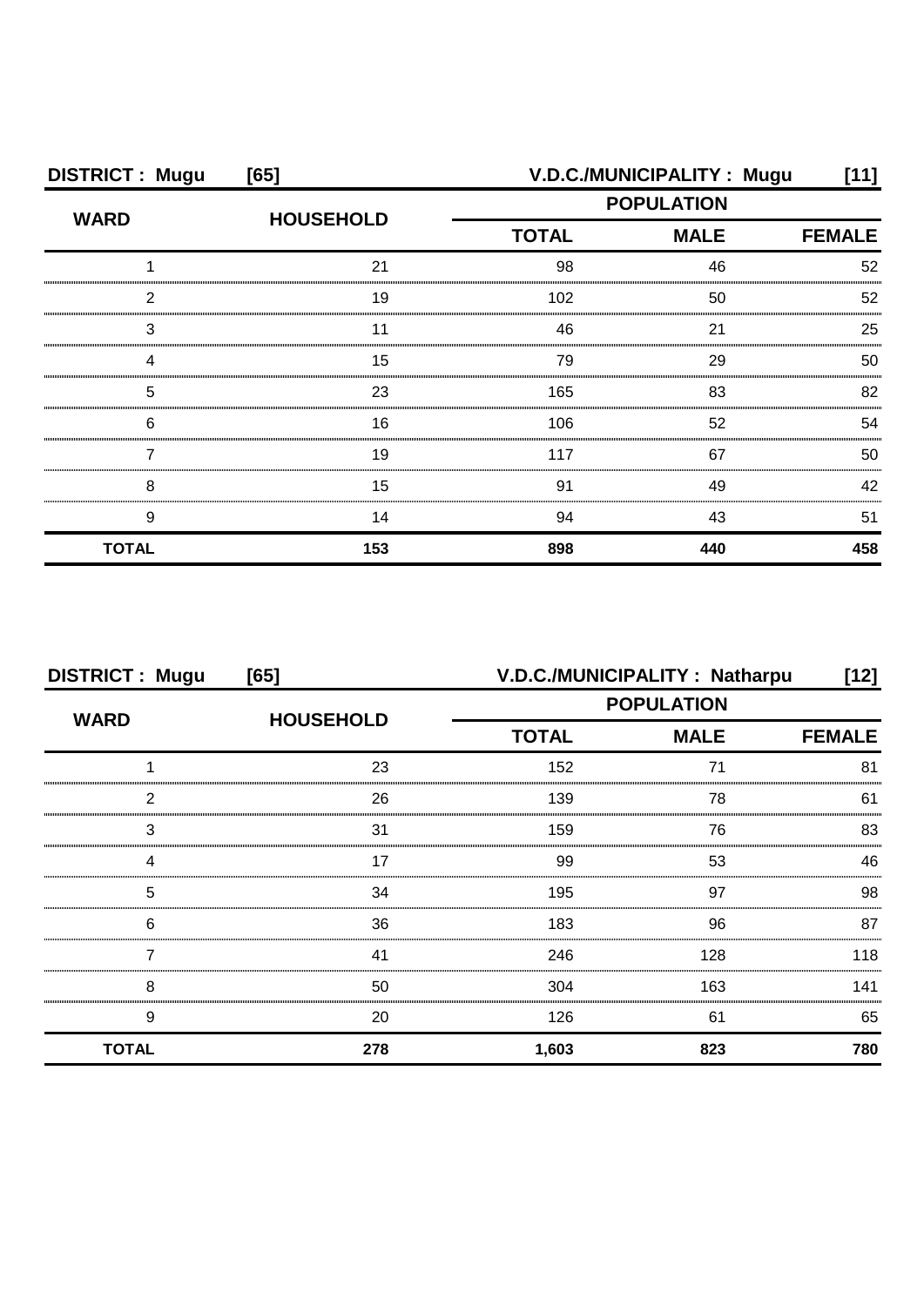**DISTRICT : Mugu [65] V.D.C./MUNICIPALITY : Mugu [11]**

| WARD | HOUSEHOLD | POPULATION | | |
|---|---|---|---|---|
| | | TOTAL | MALE | FEMALE |
| 1 | 21 | 98 | 46 | 52 |
| 2 | 19 | 102 | 50 | 52 |
| 3 | 11 | 46 | 21 | 25 |
| 4 | 15 | 79 | 29 | 50 |
| 5 | 23 | 165 | 83 | 82 |
| 6 | 16 | 106 | 52 | 54 |
| 7 | 19 | 117 | 67 | 50 |
| 8 | 15 | 91 | 49 | 42 |
| 9 | 14 | 94 | 43 | 51 |
| **TOTAL** | **153** | **898** | **440** | **458** |

**DISTRICT : Mugu [65] V.D.C./MUNICIPALITY : Natharpu [12]**

| WARD | HOUSEHOLD | POPULATION | | |
|---|---|---|---|---|
| | | TOTAL | MALE | FEMALE |
| 1 | 23 | 152 | 71 | 81 |
| 2 | 26 | 139 | 78 | 61 |
| 3 | 31 | 159 | 76 | 83 |
| 4 | 17 | 99 | 53 | 46 |
| 5 | 34 | 195 | 97 | 98 |
| 6 | 36 | 183 | 96 | 87 |
| 7 | 41 | 246 | 128 | 118 |
| 8 | 50 | 304 | 163 | 141 |
| 9 | 20 | 126 | 61 | 65 |
| **TOTAL** | **278** | **1,603** | **823** | **780** |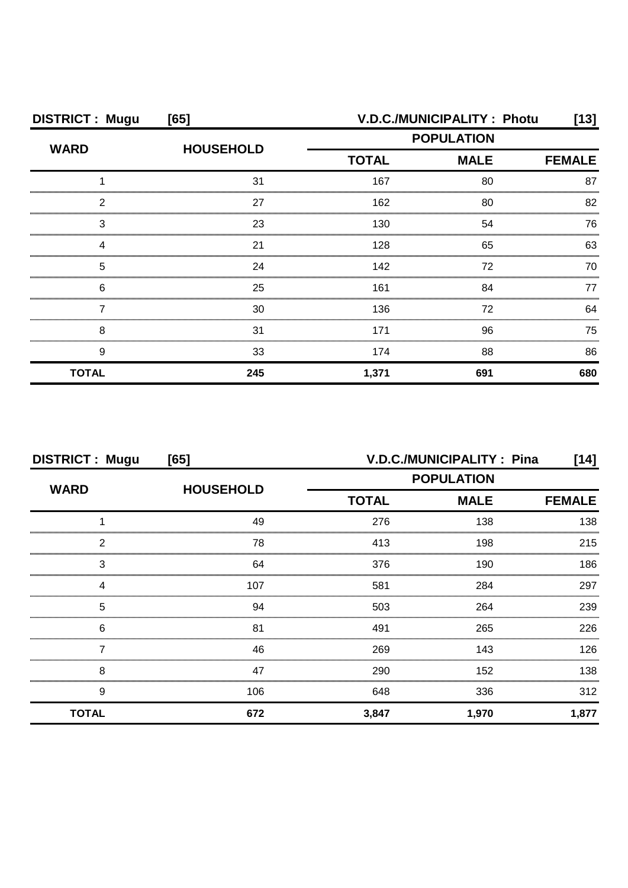**DISTRICT : Mugu [65] V.D.C./MUNICIPALITY : Photu [13]**

| WARD | HOUSEHOLD | POPULATION | | |
|---|---|---|---|---|
| | | TOTAL | MALE | FEMALE |
| 1 | 31 | 167 | 80 | 87 |
| 2 | 27 | 162 | 80 | 82 |
| 3 | 23 | 130 | 54 | 76 |
| 4 | 21 | 128 | 65 | 63 |
| 5 | 24 | 142 | 72 | 70 |
| 6 | 25 | 161 | 84 | 77 |
| 7 | 30 | 136 | 72 | 64 |
| 8 | 31 | 171 | 96 | 75 |
| 9 | 33 | 174 | 88 | 86 |
| **TOTAL** | **245** | **1,371** | **691** | **680** |

**DISTRICT : Mugu [65] V.D.C./MUNICIPALITY : Pina [14]**

| WARD | HOUSEHOLD | POPULATION | | |
|---|---|---|---|---|
| | | TOTAL | MALE | FEMALE |
| 1 | 49 | 276 | 138 | 138 |
| 2 | 78 | 413 | 198 | 215 |
| 3 | 64 | 376 | 190 | 186 |
| 4 | 107 | 581 | 284 | 297 |
| 5 | 94 | 503 | 264 | 239 |
| 6 | 81 | 491 | 265 | 226 |
| 7 | 46 | 269 | 143 | 126 |
| 8 | 47 | 290 | 152 | 138 |
| 9 | 106 | 648 | 336 | 312 |
| **TOTAL** | **672** | **3,847** | **1,970** | **1,877** |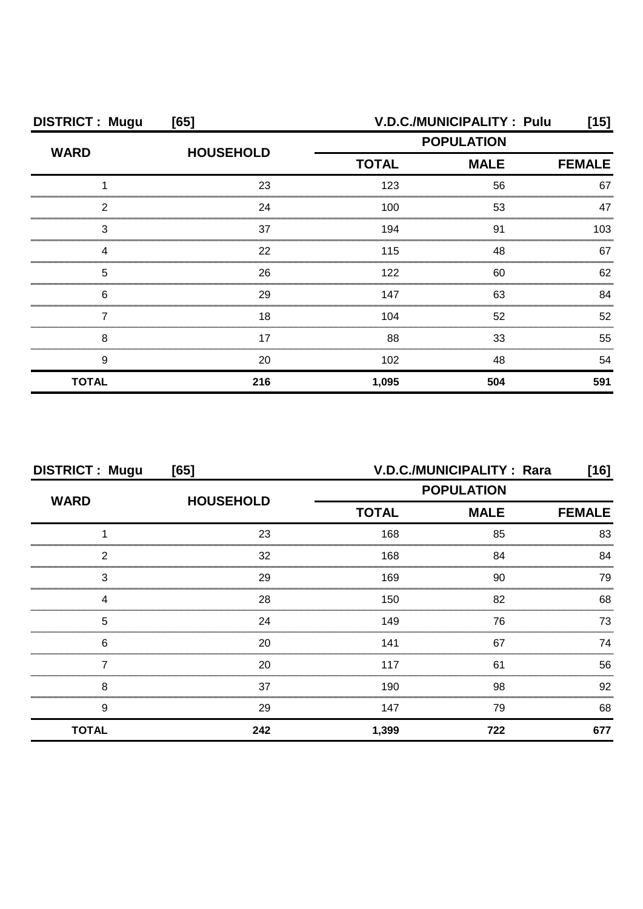**DISTRICT : Mugu [65] V.D.C./MUNICIPALITY : Pulu [15]**

| WARD | HOUSEHOLD | POPULATION | | |
|---|---|---|---|---|
| | | TOTAL | MALE | FEMALE |
| 1 | 23 | 123 | 56 | 67 |
| 2 | 24 | 100 | 53 | 47 |
| 3 | 37 | 194 | 91 | 103 |
| 4 | 22 | 115 | 48 | 67 |
| 5 | 26 | 122 | 60 | 62 |
| 6 | 29 | 147 | 63 | 84 |
| 7 | 18 | 104 | 52 | 52 |
| 8 | 17 | 88 | 33 | 55 |
| 9 | 20 | 102 | 48 | 54 |
| **TOTAL** | **216** | **1,095** | **504** | **591** |

**DISTRICT : Mugu [65] V.D.C./MUNICIPALITY : Rara [16]**

| WARD | HOUSEHOLD | POPULATION | | |
|---|---|---|---|---|
| | | TOTAL | MALE | FEMALE |
| 1 | 23 | 168 | 85 | 83 |
| 2 | 32 | 168 | 84 | 84 |
| 3 | 29 | 169 | 90 | 79 |
| 4 | 28 | 150 | 82 | 68 |
| 5 | 24 | 149 | 76 | 73 |
| 6 | 20 | 141 | 67 | 74 |
| 7 | 20 | 117 | 61 | 56 |
| 8 | 37 | 190 | 98 | 92 |
| 9 | 29 | 147 | 79 | 68 |
| **TOTAL** | **242** | **1,399** | **722** | **677** |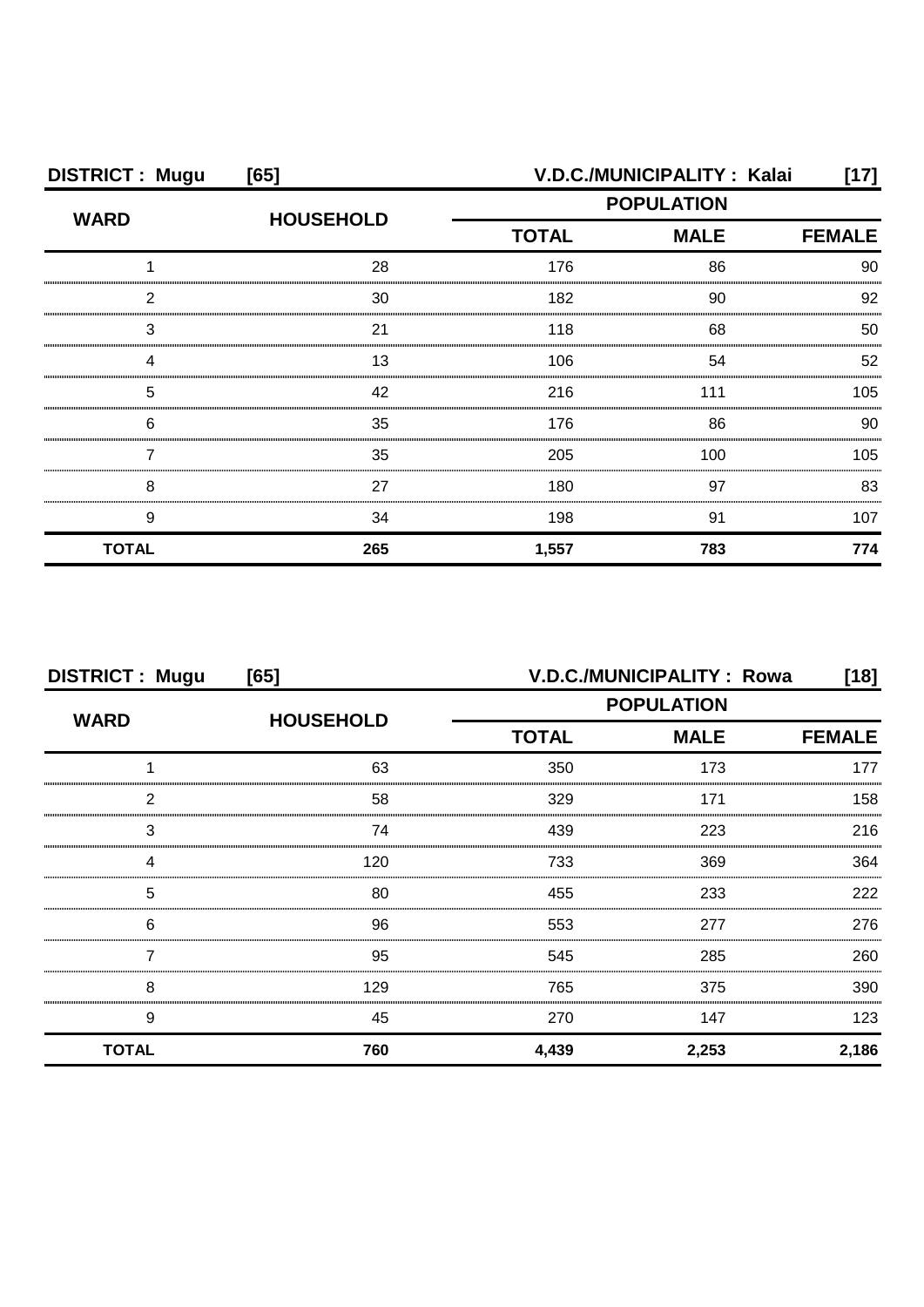**DISTRICT : Mugu [65]** **V.D.C./MUNICIPALITY : Kalai [17]**

| WARD | HOUSEHOLD | POPULATION | | |
|---|---|---|---|---|
| | | TOTAL | MALE | FEMALE |
| 1 | 28 | 176 | 86 | 90 |
| 2 | 30 | 182 | 90 | 92 |
| 3 | 21 | 118 | 68 | 50 |
| 4 | 13 | 106 | 54 | 52 |
| 5 | 42 | 216 | 111 | 105 |
| 6 | 35 | 176 | 86 | 90 |
| 7 | 35 | 205 | 100 | 105 |
| 8 | 27 | 180 | 97 | 83 |
| 9 | 34 | 198 | 91 | 107 |
| **TOTAL** | **265** | **1,557** | **783** | **774** |

**DISTRICT : Mugu [65]** **V.D.C./MUNICIPALITY : Rowa [18]**

| WARD | HOUSEHOLD | POPULATION | | |
|---|---|---|---|---|
| | | TOTAL | MALE | FEMALE |
| 1 | 63 | 350 | 173 | 177 |
| 2 | 58 | 329 | 171 | 158 |
| 3 | 74 | 439 | 223 | 216 |
| 4 | 120 | 733 | 369 | 364 |
| 5 | 80 | 455 | 233 | 222 |
| 6 | 96 | 553 | 277 | 276 |
| 7 | 95 | 545 | 285 | 260 |
| 8 | 129 | 765 | 375 | 390 |
| 9 | 45 | 270 | 147 | 123 |
| **TOTAL** | **760** | **4,439** | **2,253** | **2,186** |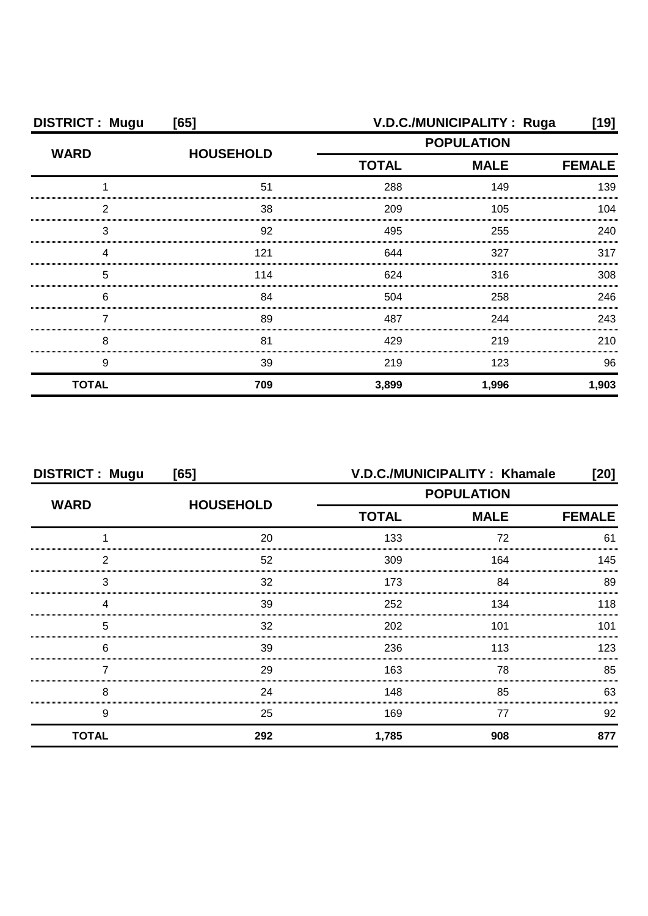| DISTRICT : Mugu | [65] | V.D.C./MUNICIPALITY : Ruga | | [19] |
|---|---|---|---|---|
| WARD | HOUSEHOLD | POPULATION | | |
| | | TOTAL | MALE | FEMALE |
| 1 | 51 | 288 | 149 | 139 |
| 2 | 38 | 209 | 105 | 104 |
| 3 | 92 | 495 | 255 | 240 |
| 4 | 121 | 644 | 327 | 317 |
| 5 | 114 | 624 | 316 | 308 |
| 6 | 84 | 504 | 258 | 246 |
| 7 | 89 | 487 | 244 | 243 |
| 8 | 81 | 429 | 219 | 210 |
| 9 | 39 | 219 | 123 | 96 |
| **TOTAL** | **709** | **3,899** | **1,996** | **1,903** |

| DISTRICT : Mugu | [65] | V.D.C./MUNICIPALITY : Khamale | | [20] |
|---|---|---|---|---|
| WARD | HOUSEHOLD | POPULATION | | |
| | | TOTAL | MALE | FEMALE |
| 1 | 20 | 133 | 72 | 61 |
| 2 | 52 | 309 | 164 | 145 |
| 3 | 32 | 173 | 84 | 89 |
| 4 | 39 | 252 | 134 | 118 |
| 5 | 32 | 202 | 101 | 101 |
| 6 | 39 | 236 | 113 | 123 |
| 7 | 29 | 163 | 78 | 85 |
| 8 | 24 | 148 | 85 | 63 |
| 9 | 25 | 169 | 77 | 92 |
| **TOTAL** | **292** | **1,785** | **908** | **877** |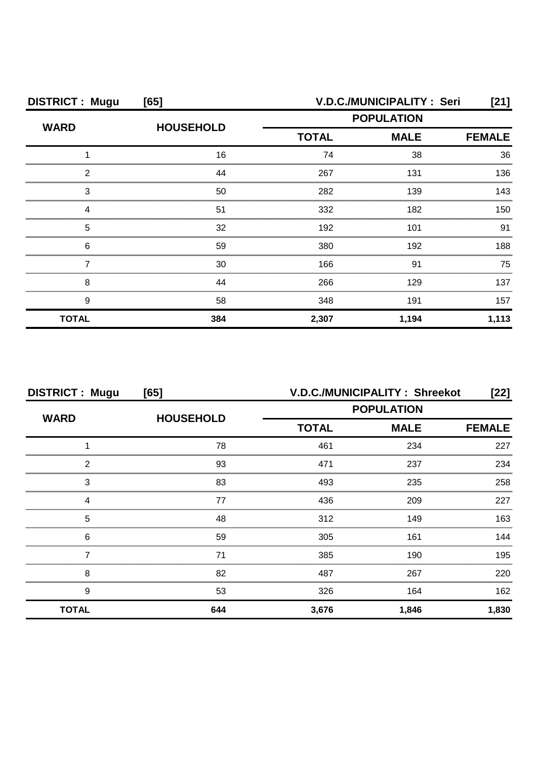**DISTRICT : Mugu [65]** **V.D.C./MUNICIPALITY : Seri [21]**

| WARD | HOUSEHOLD | POPULATION | | |
|---|---|---|---|---|
| | | TOTAL | MALE | FEMALE |
| 1 | 16 | 74 | 38 | 36 |
| 2 | 44 | 267 | 131 | 136 |
| 3 | 50 | 282 | 139 | 143 |
| 4 | 51 | 332 | 182 | 150 |
| 5 | 32 | 192 | 101 | 91 |
| 6 | 59 | 380 | 192 | 188 |
| 7 | 30 | 166 | 91 | 75 |
| 8 | 44 | 266 | 129 | 137 |
| 9 | 58 | 348 | 191 | 157 |
| **TOTAL** | **384** | **2,307** | **1,194** | **1,113** |

**DISTRICT : Mugu [65]** **V.D.C./MUNICIPALITY : Shreekot [22]**

| WARD | HOUSEHOLD | POPULATION | | |
|---|---|---|---|---|
| | | TOTAL | MALE | FEMALE |
| 1 | 78 | 461 | 234 | 227 |
| 2 | 93 | 471 | 237 | 234 |
| 3 | 83 | 493 | 235 | 258 |
| 4 | 77 | 436 | 209 | 227 |
| 5 | 48 | 312 | 149 | 163 |
| 6 | 59 | 305 | 161 | 144 |
| 7 | 71 | 385 | 190 | 195 |
| 8 | 82 | 487 | 267 | 220 |
| 9 | 53 | 326 | 164 | 162 |
| **TOTAL** | **644** | **3,676** | **1,846** | **1,830** |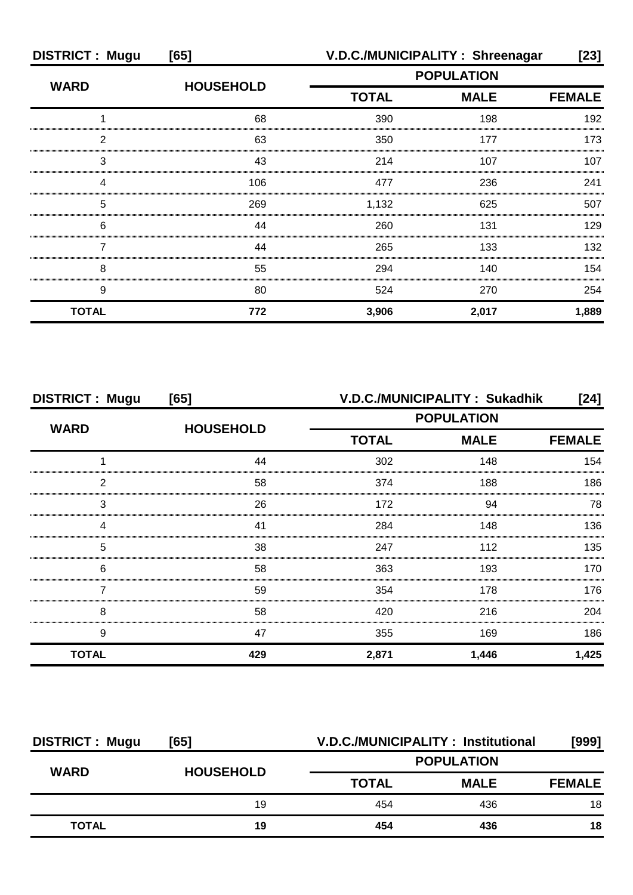**DISTRICT : Mugu [65] V.D.C./MUNICIPALITY : Shreenagar [23]**

| WARD | HOUSEHOLD | POPULATION | | |
|---|---|---|---|---|
| | | TOTAL | MALE | FEMALE |
| 1 | 68 | 390 | 198 | 192 |
| 2 | 63 | 350 | 177 | 173 |
| 3 | 43 | 214 | 107 | 107 |
| 4 | 106 | 477 | 236 | 241 |
| 5 | 269 | 1,132 | 625 | 507 |
| 6 | 44 | 260 | 131 | 129 |
| 7 | 44 | 265 | 133 | 132 |
| 8 | 55 | 294 | 140 | 154 |
| 9 | 80 | 524 | 270 | 254 |
| **TOTAL** | **772** | **3,906** | **2,017** | **1,889** |

**DISTRICT : Mugu [65] V.D.C./MUNICIPALITY : Sukadhik [24]**

| WARD | HOUSEHOLD | POPULATION | | |
|---|---|---|---|---|
| | | TOTAL | MALE | FEMALE |
| 1 | 44 | 302 | 148 | 154 |
| 2 | 58 | 374 | 188 | 186 |
| 3 | 26 | 172 | 94 | 78 |
| 4 | 41 | 284 | 148 | 136 |
| 5 | 38 | 247 | 112 | 135 |
| 6 | 58 | 363 | 193 | 170 |
| 7 | 59 | 354 | 178 | 176 |
| 8 | 58 | 420 | 216 | 204 |
| 9 | 47 | 355 | 169 | 186 |
| **TOTAL** | **429** | **2,871** | **1,446** | **1,425** |

**DISTRICT : Mugu [65] V.D.C./MUNICIPALITY : Institutional [999]**

| WARD | HOUSEHOLD | POPULATION | | |
|---|---|---|---|---|
| | | TOTAL | MALE | FEMALE |
| | 19 | 454 | 436 | 18 |
| **TOTAL** | **19** | **454** | **436** | **18** |